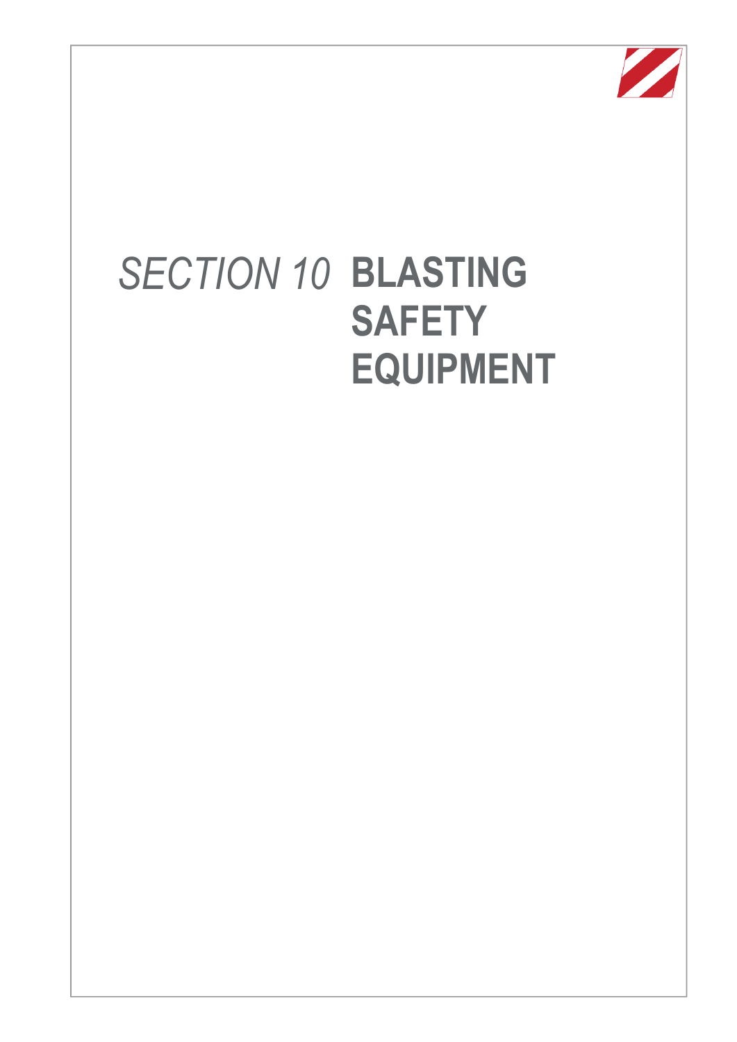# *SECTION 10* BLASTING SAFETY EQUIPMENT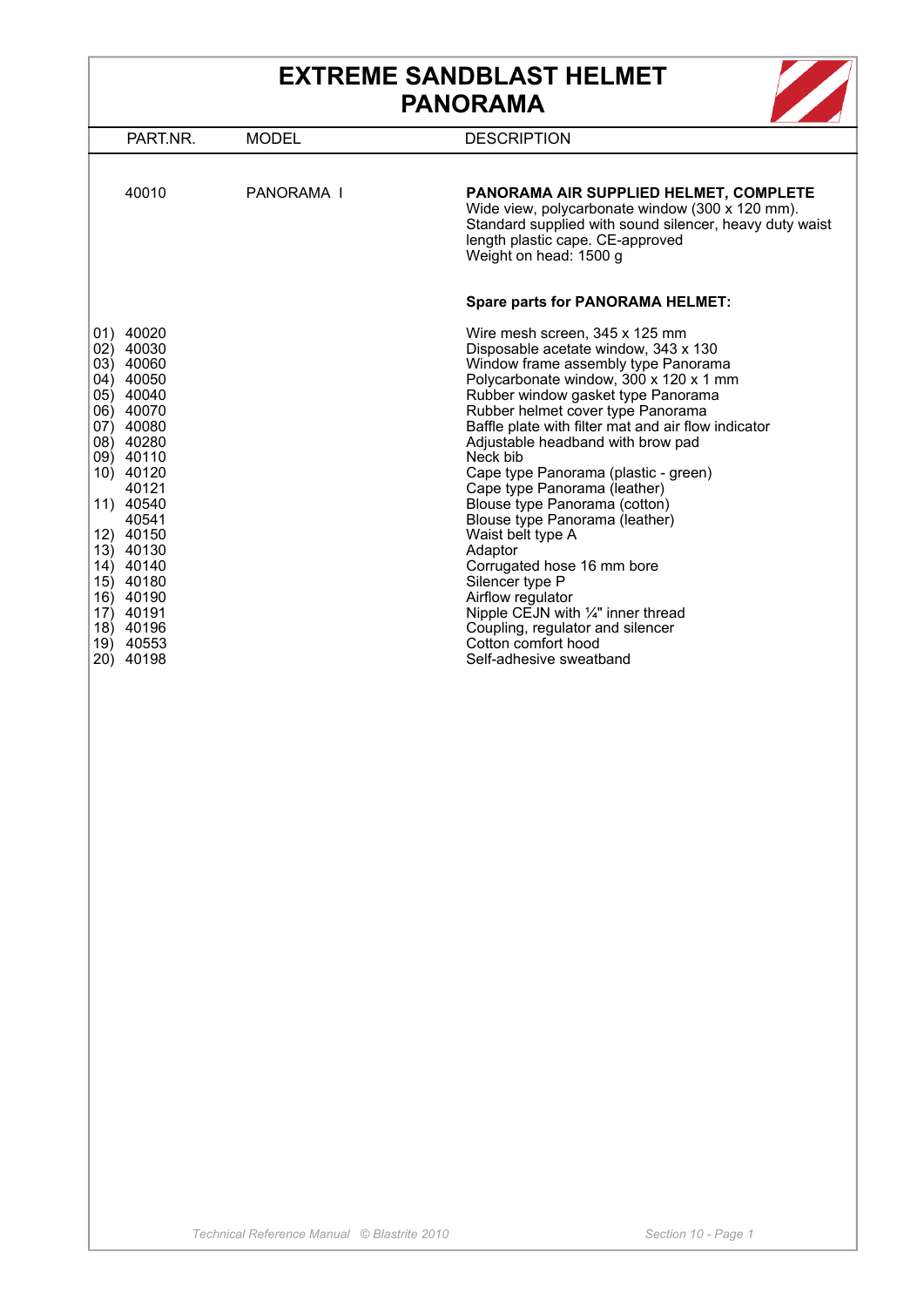# EXTREME SANDBLAST HELMET PANORAMA

| PART.NR. | MODEL | DESCRIPTION |
|---|---|---|
| 40010 | PANORAMA I | **PANORAMA AIR SUPPLIED HELMET, COMPLETE**<br>Wide view, polycarbonate window (300 x 120 mm).<br>Standard supplied with sound silencer, heavy duty waist length plastic cape. CE-approved<br>Weight on head: 1500 g |

**Spare parts for PANORAMA HELMET:**

| PART.NR. | MODEL | DESCRIPTION |
|---|---|---|
| 01) 40020 | | Wire mesh screen, 345 x 125 mm |
| 02) 40030 | | Disposable acetate window, 343 x 130 |
| 03) 40060 | | Window frame assembly type Panorama |
| 04) 40050 | | Polycarbonate window, 300 x 120 x 1 mm |
| 05) 40040 | | Rubber window gasket type Panorama |
| 06) 40070 | | Rubber helmet cover type Panorama |
| 07) 40080 | | Baffle plate with filter mat and air flow indicator |
| 08) 40280 | | Adjustable headband with brow pad |
| 09) 40110 | | Neck bib |
| 10) 40120 | | Cape type Panorama (plastic - green) |
| 40121 | | Cape type Panorama (leather) |
| 11) 40540 | | Blouse type Panorama (cotton) |
| 40541 | | Blouse type Panorama (leather) |
| 12) 40150 | | Waist belt type A |
| 13) 40130 | | Adaptor |
| 14) 40140 | | Corrugated hose 16 mm bore |
| 15) 40180 | | Silencer type P |
| 16) 40190 | | Airflow regulator |
| 17) 40191 | | Nipple CEJN with ¼" inner thread |
| 18) 40196 | | Coupling, regulator and silencer |
| 19) 40553 | | Cotton comfort hood |
| 20) 40198 | | Self-adhesive sweatband |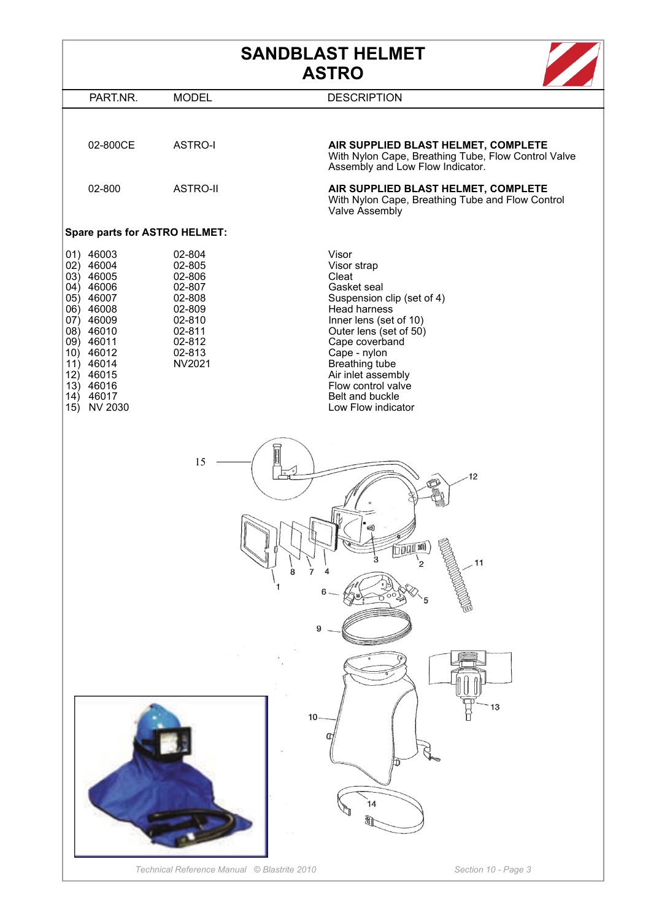# SANDBLAST HELMET
# ASTRO

| PART.NR. | MODEL | DESCRIPTION |
|---|---|---|
| 02-800CE | ASTRO-I | **AIR SUPPLIED BLAST HELMET, COMPLETE** With Nylon Cape, Breathing Tube, Flow Control Valve Assembly and Low Flow Indicator. |
| 02-800 | ASTRO-II | **AIR SUPPLIED BLAST HELMET, COMPLETE** With Nylon Cape, Breathing Tube and Flow Control Valve Assembly |

**Spare parts for ASTRO HELMET:**

| PART.NR. | MODEL | DESCRIPTION |
|---|---|---|
| 01) 46003 | 02-804 | Visor |
| 02) 46004 | 02-805 | Visor strap |
| 03) 46005 | 02-806 | Cleat |
| 04) 46006 | 02-807 | Gasket seal |
| 05) 46007 | 02-808 | Suspension clip (set of 4) |
| 06) 46008 | 02-809 | Head harness |
| 07) 46009 | 02-810 | Inner lens (set of 10) |
| 08) 46010 | 02-811 | Outer lens (set of 50) |
| 09) 46011 | 02-812 | Cape coverband |
| 10) 46012 | 02-813 | Cape - nylon |
| 11) 46014 | NV2021 | Breathing tube |
| 12) 46015 | | Air inlet assembly |
| 13) 46016 | | Flow control valve |
| 14) 46017 | | Belt and buckle |
| 15) NV 2030 | | Low Flow indicator |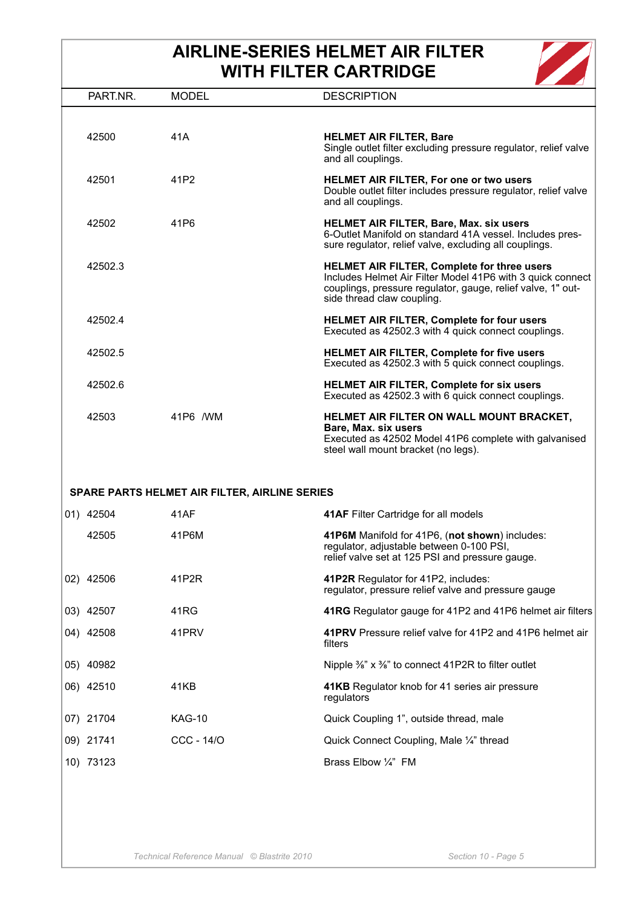# AIRLINE-SERIES HELMET AIR FILTER WITH FILTER CARTRIDGE

| PART.NR. | MODEL | DESCRIPTION |
|---|---|---|
| 42500 | 41A | **HELMET AIR FILTER, Bare** Single outlet filter excluding pressure regulator, relief valve and all couplings. |
| 42501 | 41P2 | **HELMET AIR FILTER, For one or two users** Double outlet filter includes pressure regulator, relief valve and all couplings. |
| 42502 | 41P6 | **HELMET AIR FILTER, Bare, Max. six users** 6-Outlet Manifold on standard 41A vessel. Includes pressure regulator, relief valve, excluding all couplings. |
| 42502.3 | | **HELMET AIR FILTER, Complete for three users** Includes Helmet Air Filter Model 41P6 with 3 quick connect couplings, pressure regulator, gauge, relief valve, 1" outside thread claw coupling. |
| 42502.4 | | **HELMET AIR FILTER, Complete for four users** Executed as 42502.3 with 4 quick connect couplings. |
| 42502.5 | | **HELMET AIR FILTER, Complete for five users** Executed as 42502.3 with 5 quick connect couplings. |
| 42502.6 | | **HELMET AIR FILTER, Complete for six users** Executed as 42502.3 with 6 quick connect couplings. |
| 42503 | 41P6 /WM | **HELMET AIR FILTER ON WALL MOUNT BRACKET, Bare, Max. six users** Executed as 42502 Model 41P6 complete with galvanised steel wall mount bracket (no legs). |

## SPARE PARTS HELMET AIR FILTER, AIRLINE SERIES

| | PART.NR. | MODEL | DESCRIPTION |
|---|---|---|---|
| 01) | 42504 | 41AF | **41AF** Filter Cartridge for all models |
| | 42505 | 41P6M | **41P6M** Manifold for 41P6, (**not shown**) includes: regulator, adjustable between 0-100 PSI, relief valve set at 125 PSI and pressure gauge. |
| 02) | 42506 | 41P2R | **41P2R** Regulator for 41P2, includes: regulator, pressure relief valve and pressure gauge |
| 03) | 42507 | 41RG | **41RG** Regulator gauge for 41P2 and 41P6 helmet air filters |
| 04) | 42508 | 41PRV | **41PRV** Pressure relief valve for 41P2 and 41P6 helmet air filters |
| 05) | 40982 | | Nipple ⅜" x ⅜" to connect 41P2R to filter outlet |
| 06) | 42510 | 41KB | **41KB** Regulator knob for 41 series air pressure regulators |
| 07) | 21704 | KAG-10 | Quick Coupling 1", outside thread, male |
| 09) | 21741 | CCC - 14/O | Quick Connect Coupling, Male ¼" thread |
| 10) | 73123 | | Brass Elbow ¼" FM |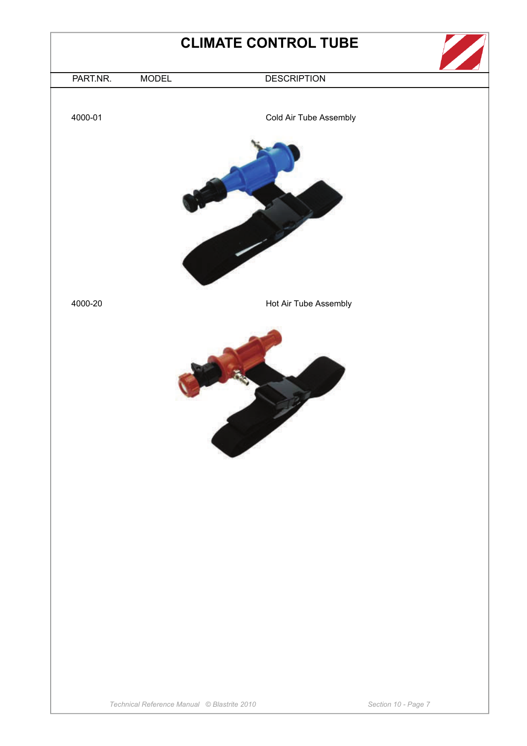# CLIMATE CONTROL TUBE

| PART.NR. | MODEL | DESCRIPTION |
| --- | --- | --- |
| 4000-01 | | Cold Air Tube Assembly |
| 4000-20 | | Hot Air Tube Assembly |